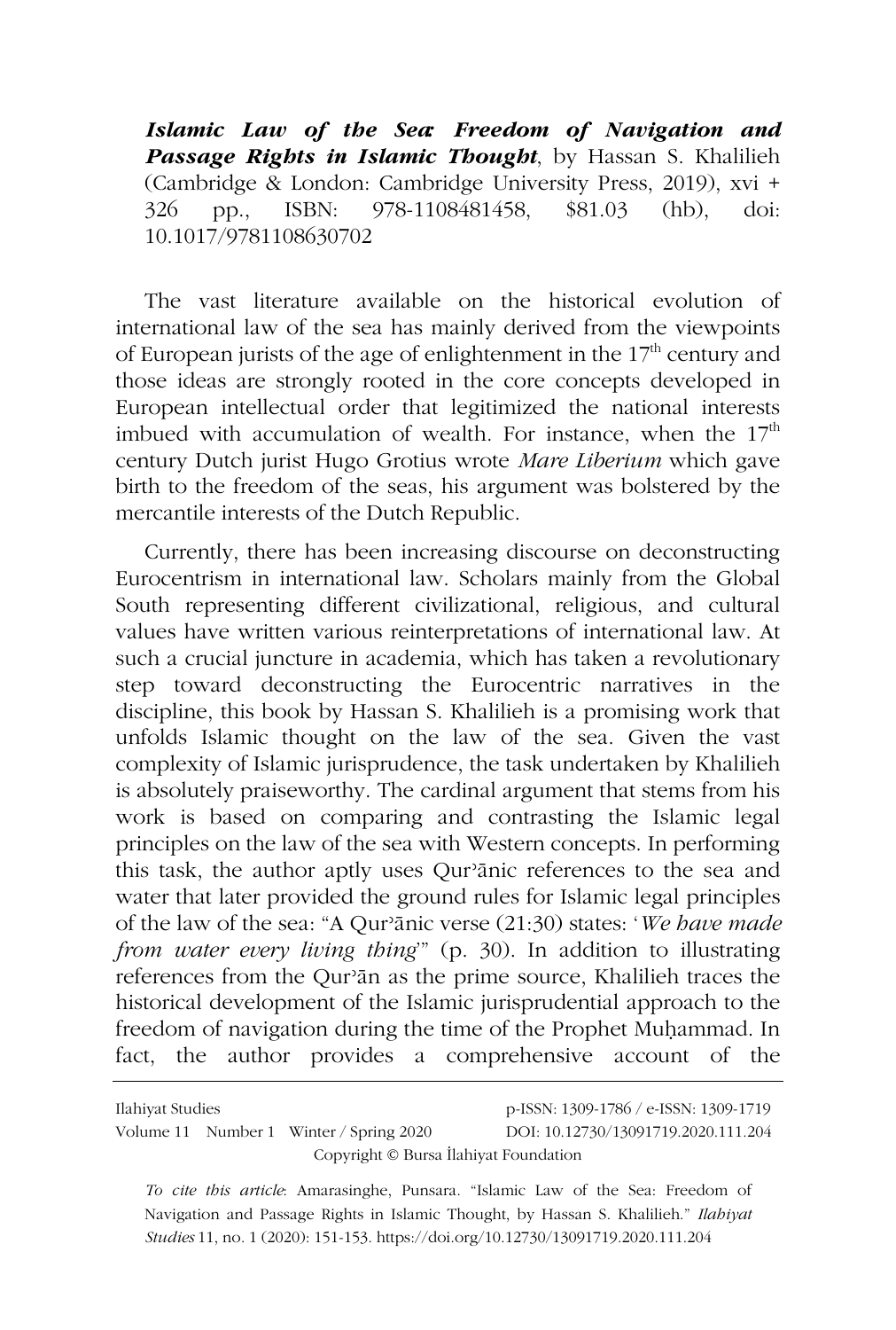***Islamic Law of the Sea: Freedom of Navigation and Passage Rights in Islamic Thought***, by Hassan S. Khalilieh (Cambridge & London: Cambridge University Press, 2019), xvi + 326 pp., ISBN: 978-1108481458, $81.03 (hb), doi: 10.1017/9781108630702

The vast literature available on the historical evolution of international law of the sea has mainly derived from the viewpoints of European jurists of the age of enlightenment in the 17th century and those ideas are strongly rooted in the core concepts developed in European intellectual order that legitimized the national interests imbued with accumulation of wealth. For instance, when the 17th century Dutch jurist Hugo Grotius wrote *Mare Liberium* which gave birth to the freedom of the seas, his argument was bolstered by the mercantile interests of the Dutch Republic.

Currently, there has been increasing discourse on deconstructing Eurocentrism in international law. Scholars mainly from the Global South representing different civilizational, religious, and cultural values have written various reinterpretations of international law. At such a crucial juncture in academia, which has taken a revolutionary step toward deconstructing the Eurocentric narratives in the discipline, this book by Hassan S. Khalilieh is a promising work that unfolds Islamic thought on the law of the sea. Given the vast complexity of Islamic jurisprudence, the task undertaken by Khalilieh is absolutely praiseworthy. The cardinal argument that stems from his work is based on comparing and contrasting the Islamic legal principles on the law of the sea with Western concepts. In performing this task, the author aptly uses Qurʾānic references to the sea and water that later provided the ground rules for Islamic legal principles of the law of the sea: "A Qurʾānic verse (21:30) states: '*We have made from water every living thing*'" (p. 30). In addition to illustrating references from the Qurʾān as the prime source, Khalilieh traces the historical development of the Islamic jurisprudential approach to the freedom of navigation during the time of the Prophet Muḥammad. In fact, the author provides a comprehensive account of the

*To cite this article*: Amarasinghe, Punsara. "Islamic Law of the Sea: Freedom of Navigation and Passage Rights in Islamic Thought, by Hassan S. Khalilieh." *Ilahiyat Studies* 11, no. 1 (2020): 151-153. https://doi.org/10.12730/13091719.2020.111.204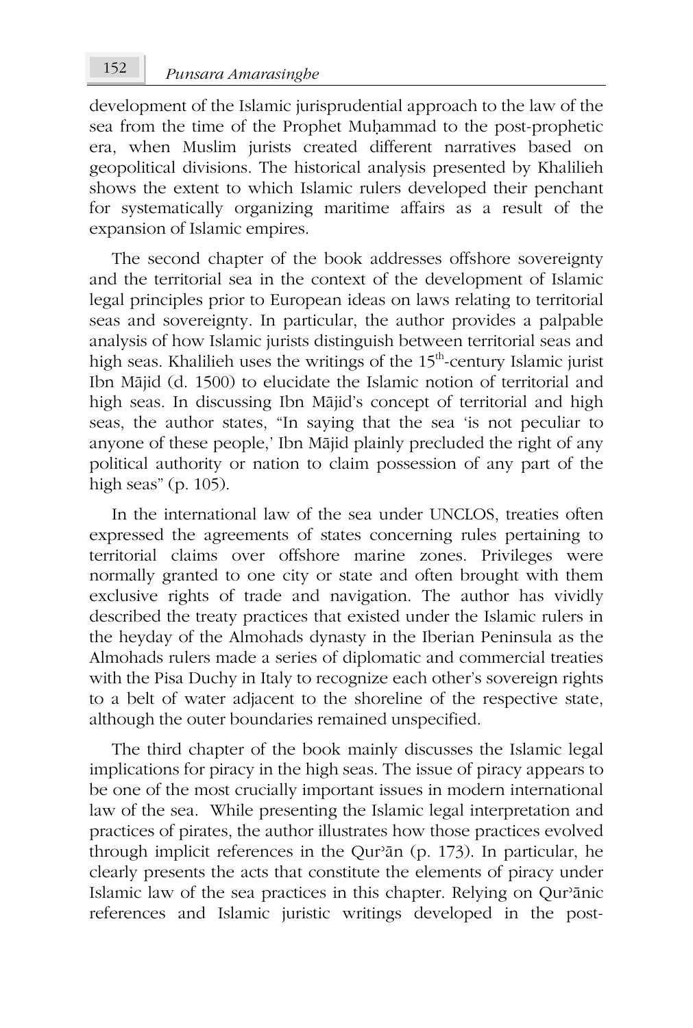development of the Islamic jurisprudential approach to the law of the sea from the time of the Prophet Muḥammad to the post-prophetic era, when Muslim jurists created different narratives based on geopolitical divisions. The historical analysis presented by Khalilieh shows the extent to which Islamic rulers developed their penchant for systematically organizing maritime affairs as a result of the expansion of Islamic empires.

The second chapter of the book addresses offshore sovereignty and the territorial sea in the context of the development of Islamic legal principles prior to European ideas on laws relating to territorial seas and sovereignty. In particular, the author provides a palpable analysis of how Islamic jurists distinguish between territorial seas and high seas. Khalilieh uses the writings of the 15th-century Islamic jurist Ibn Mājid (d. 1500) to elucidate the Islamic notion of territorial and high seas. In discussing Ibn Mājid's concept of territorial and high seas, the author states, "In saying that the sea 'is not peculiar to anyone of these people,' Ibn Mājid plainly precluded the right of any political authority or nation to claim possession of any part of the high seas" (p. 105).

In the international law of the sea under UNCLOS, treaties often expressed the agreements of states concerning rules pertaining to territorial claims over offshore marine zones. Privileges were normally granted to one city or state and often brought with them exclusive rights of trade and navigation. The author has vividly described the treaty practices that existed under the Islamic rulers in the heyday of the Almohads dynasty in the Iberian Peninsula as the Almohads rulers made a series of diplomatic and commercial treaties with the Pisa Duchy in Italy to recognize each other's sovereign rights to a belt of water adjacent to the shoreline of the respective state, although the outer boundaries remained unspecified.

The third chapter of the book mainly discusses the Islamic legal implications for piracy in the high seas. The issue of piracy appears to be one of the most crucially important issues in modern international law of the sea. While presenting the Islamic legal interpretation and practices of pirates, the author illustrates how those practices evolved through implicit references in the Qurʾān (p. 173). In particular, he clearly presents the acts that constitute the elements of piracy under Islamic law of the sea practices in this chapter. Relying on Qurʾānic references and Islamic juristic writings developed in the post-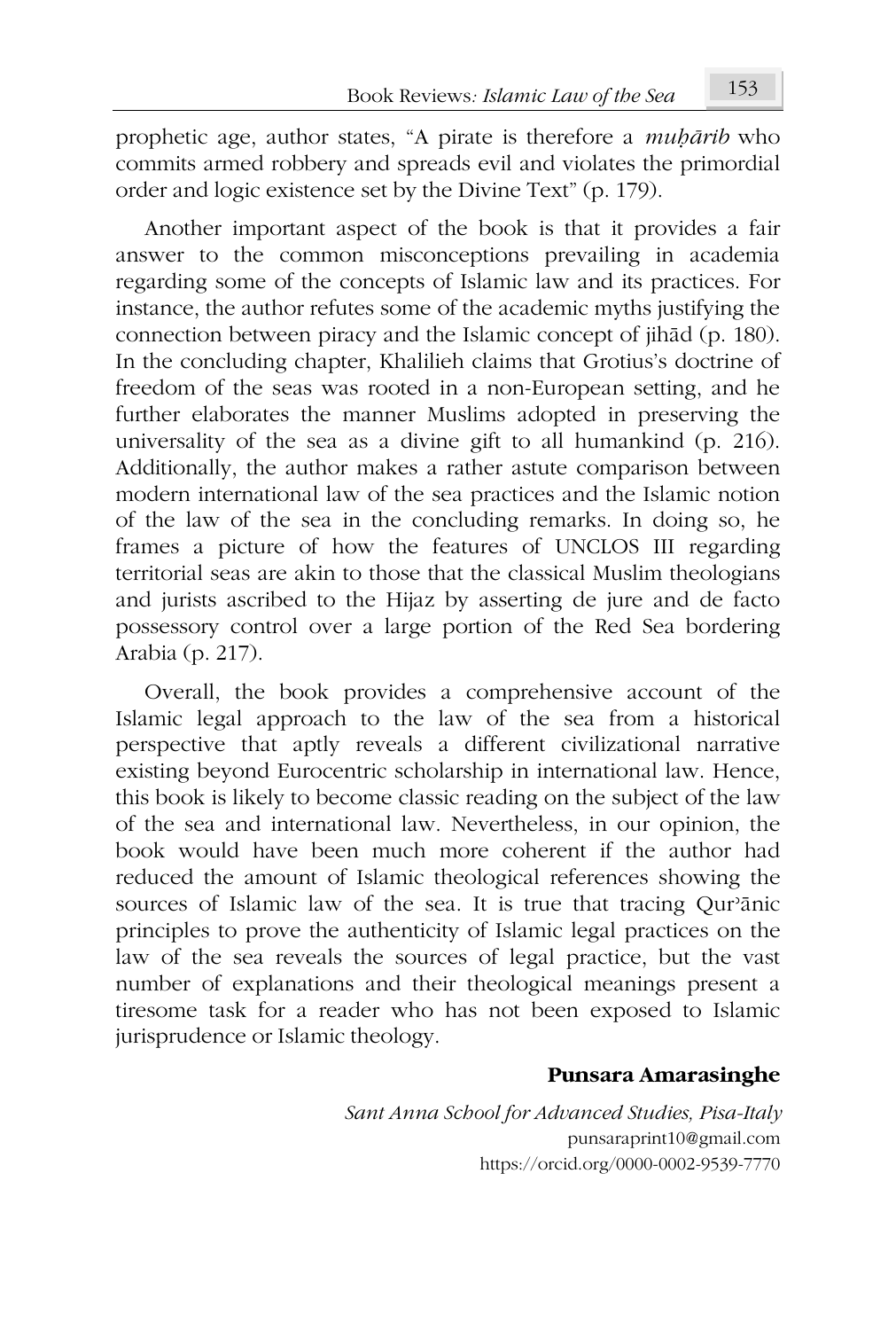prophetic age, author states, "A pirate is therefore a *muḥārib* who commits armed robbery and spreads evil and violates the primordial order and logic existence set by the Divine Text" (p. 179).

Another important aspect of the book is that it provides a fair answer to the common misconceptions prevailing in academia regarding some of the concepts of Islamic law and its practices. For instance, the author refutes some of the academic myths justifying the connection between piracy and the Islamic concept of jihād (p. 180). In the concluding chapter, Khalilieh claims that Grotius's doctrine of freedom of the seas was rooted in a non-European setting, and he further elaborates the manner Muslims adopted in preserving the universality of the sea as a divine gift to all humankind (p. 216). Additionally, the author makes a rather astute comparison between modern international law of the sea practices and the Islamic notion of the law of the sea in the concluding remarks. In doing so, he frames a picture of how the features of UNCLOS III regarding territorial seas are akin to those that the classical Muslim theologians and jurists ascribed to the Hijaz by asserting de jure and de facto possessory control over a large portion of the Red Sea bordering Arabia (p. 217).

Overall, the book provides a comprehensive account of the Islamic legal approach to the law of the sea from a historical perspective that aptly reveals a different civilizational narrative existing beyond Eurocentric scholarship in international law. Hence, this book is likely to become classic reading on the subject of the law of the sea and international law. Nevertheless, in our opinion, the book would have been much more coherent if the author had reduced the amount of Islamic theological references showing the sources of Islamic law of the sea. It is true that tracing Qurʾānic principles to prove the authenticity of Islamic legal practices on the law of the sea reveals the sources of legal practice, but the vast number of explanations and their theological meanings present a tiresome task for a reader who has not been exposed to Islamic jurisprudence or Islamic theology.

**Punsara Amarasinghe**

*Sant Anna School for Advanced Studies, Pisa-Italy*
punsaraprint10@gmail.com
https://orcid.org/0000-0002-9539-7770